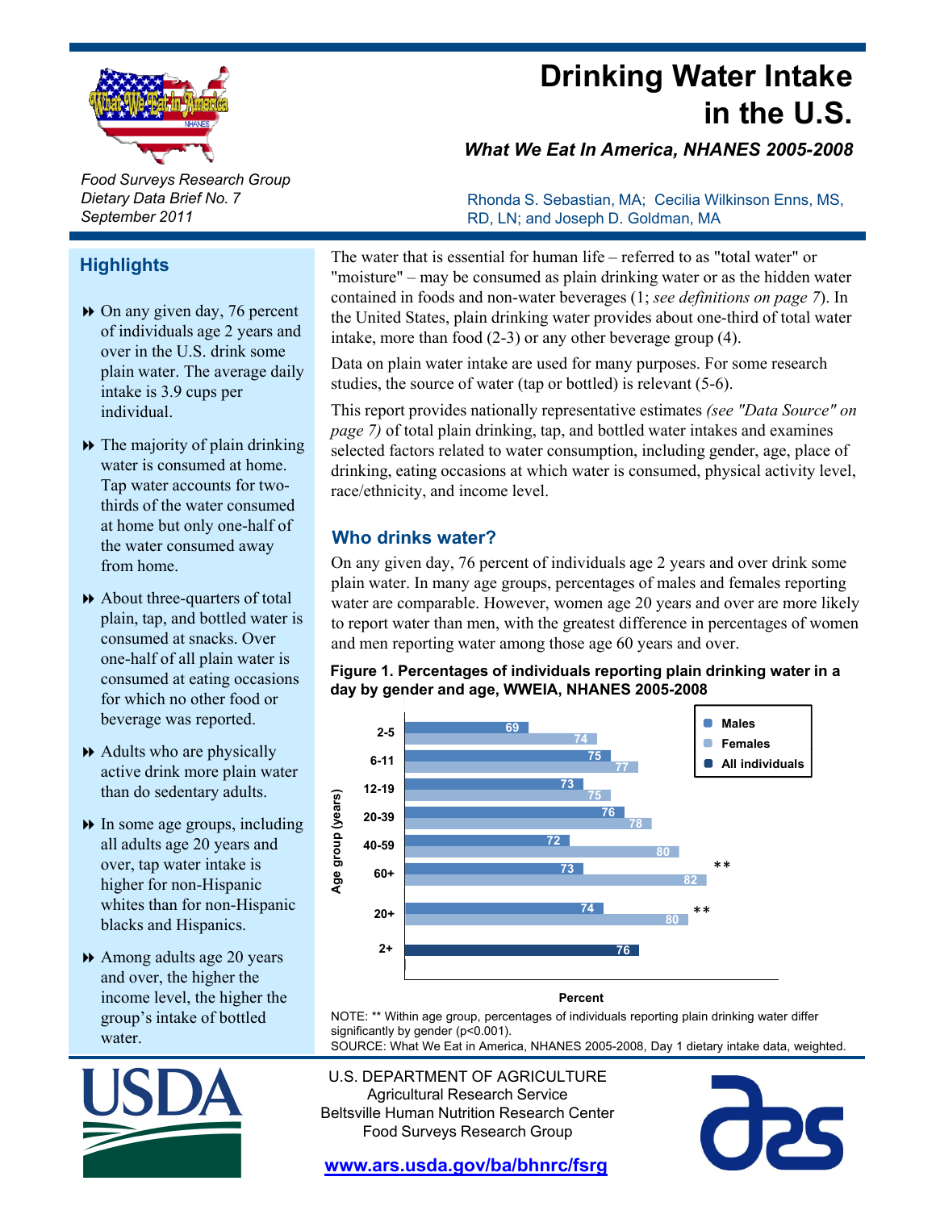# Drinking Water Intake in the U.S.

*What We Eat In America, NHANES 2005-2008*

*Food Surveys Research Group*
*Dietary Data Brief No. 7*
*September 2011*

Rhonda S. Sebastian, MA; Cecilia Wilkinson Enns, MS, RD, LN; and Joseph D. Goldman, MA

## Highlights

- On any given day, 76 percent of individuals age 2 years and over in the U.S. drink some plain water. The average daily intake is 3.9 cups per individual.
- The majority of plain drinking water is consumed at home. Tap water accounts for two-thirds of the water consumed at home but only one-half of the water consumed away from home.
- About three-quarters of total plain, tap, and bottled water is consumed at snacks. Over one-half of all plain water is consumed at eating occasions for which no other food or beverage was reported.
- Adults who are physically active drink more plain water than do sedentary adults.
- In some age groups, including all adults age 20 years and over, tap water intake is higher for non-Hispanic whites than for non-Hispanic blacks and Hispanics.
- Among adults age 20 years and over, the higher the income level, the higher the group's intake of bottled water.

The water that is essential for human life – referred to as "total water" or "moisture" – may be consumed as plain drinking water or as the hidden water contained in foods and non-water beverages (1; *see definitions on page 7*). In the United States, plain drinking water provides about one-third of total water intake, more than food (2-3) or any other beverage group (4).

Data on plain water intake are used for many purposes. For some research studies, the source of water (tap or bottled) is relevant (5-6).

This report provides nationally representative estimates *(see "Data Source" on page 7)* of total plain drinking, tap, and bottled water intakes and examines selected factors related to water consumption, including gender, age, place of drinking, eating occasions at which water is consumed, physical activity level, race/ethnicity, and income level.

## Who drinks water?

On any given day, 76 percent of individuals age 2 years and over drink some plain water. In many age groups, percentages of males and females reporting water are comparable. However, women age 20 years and over are more likely to report water than men, with the greatest difference in percentages of women and men reporting water among those age 60 years and over.

**Figure 1. Percentages of individuals reporting plain drinking water in a day by gender and age, WWEIA, NHANES 2005-2008**

| Age group (years) | Males | Females | All individuals |
|---|---|---|---|
| 2-5 | 69 | 74 | |
| 6-11 | 75 | 77 | |
| 12-19 | 73 | 75 | |
| 20-39 | 76 | 78 | |
| 40-59 | 72 | 80 | |
| 60+ ** | 73 | 82 | |
| 20+ ** | 74 | 80 | |
| 2+ | | | 76 |

NOTE: ** Within age group, percentages of individuals reporting plain drinking water differ significantly by gender (p<0.001).
SOURCE: What We Eat in America, NHANES 2005-2008, Day 1 dietary intake data, weighted.

U.S. DEPARTMENT OF AGRICULTURE
Agricultural Research Service
Beltsville Human Nutrition Research Center
Food Surveys Research Group

www.ars.usda.gov/ba/bhnrc/fsrg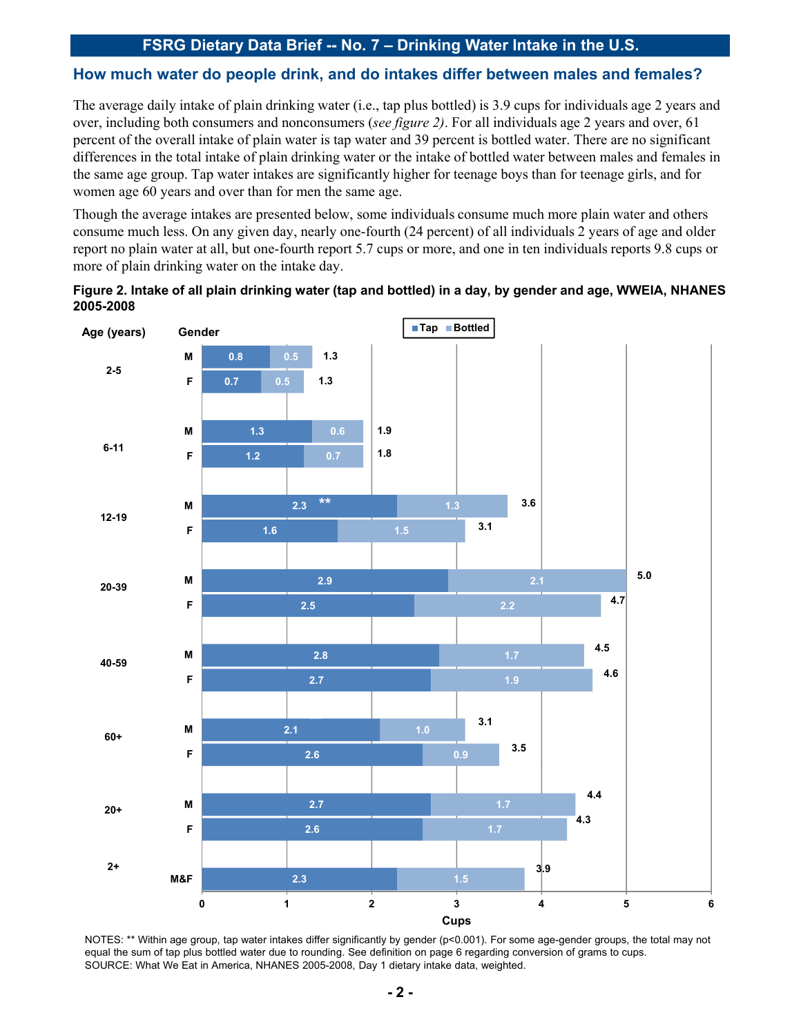## How much water do people drink, and do intakes differ between males and females?

The average daily intake of plain drinking water (i.e., tap plus bottled) is 3.9 cups for individuals age 2 years and over, including both consumers and nonconsumers (*see figure 2)*. For all individuals age 2 years and over, 61 percent of the overall intake of plain water is tap water and 39 percent is bottled water. There are no significant differences in the total intake of plain drinking water or the intake of bottled water between males and females in the same age group. Tap water intakes are significantly higher for teenage boys than for teenage girls, and for women age 60 years and over than for men the same age.

Though the average intakes are presented below, some individuals consume much more plain water and others consume much less. On any given day, nearly one-fourth (24 percent) of all individuals 2 years of age and older report no plain water at all, but one-fourth report 5.7 cups or more, and one in ten individuals reports 9.8 cups or more of plain drinking water on the intake day.

**Figure 2. Intake of all plain drinking water (tap and bottled) in a day, by gender and age, WWEIA, NHANES 2005-2008**

| Age (years) | Gender | Tap | Bottled | Total (Cups) |
|---|---|---|---|---|
| 2-5 | M | 0.8 | 0.5 | 1.3 |
| | F | 0.7 | 0.5 | 1.3 |
| 6-11 | M | 1.3 | 0.6 | 1.9 |
| | F | 1.2 | 0.7 | 1.8 |
| 12-19 | M | 2.3 ** | 1.3 | 3.6 |
| | F | 1.6 | 1.5 | 3.1 |
| 20-39 | M | 2.9 | 2.1 | 5.0 |
| | F | 2.5 | 2.2 | 4.7 |
| 40-59 | M | 2.8 | 1.7 | 4.5 |
| | F | 2.7 | 1.9 | 4.6 |
| 60+ | M | 2.1 ** | 1.0 | 3.1 |
| | F | 2.6 | 0.9 | 3.5 |
| 20+ | M | 2.7 | 1.7 | 4.4 |
| | F | 2.6 | 1.7 | 4.3 |
| 2+ | M&F | 2.3 | 1.5 | 3.9 |

NOTES: ** Within age group, tap water intakes differ significantly by gender ($p<0.001$). For some age-gender groups, the total may not equal the sum of tap plus bottled water due to rounding. See definition on page 6 regarding conversion of grams to cups.
SOURCE: What We Eat in America, NHANES 2005-2008, Day 1 dietary intake data, weighted.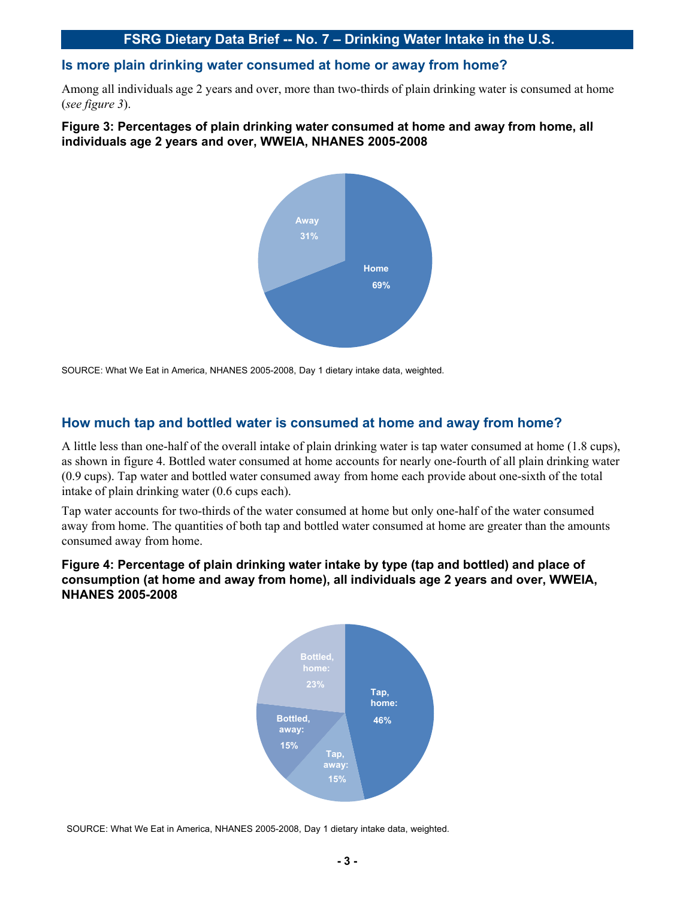## Is more plain drinking water consumed at home or away from home?

Among all individuals age 2 years and over, more than two-thirds of plain drinking water is consumed at home (*see figure 3*).

**Figure 3: Percentages of plain drinking water consumed at home and away from home, all individuals age 2 years and over, WWEIA, NHANES 2005-2008**

Away 31%

Home 69%

SOURCE: What We Eat in America, NHANES 2005-2008, Day 1 dietary intake data, weighted.

## How much tap and bottled water is consumed at home and away from home?

A little less than one-half of the overall intake of plain drinking water is tap water consumed at home (1.8 cups), as shown in figure 4. Bottled water consumed at home accounts for nearly one-fourth of all plain drinking water (0.9 cups). Tap water and bottled water consumed away from home each provide about one-sixth of the total intake of plain drinking water (0.6 cups each).

Tap water accounts for two-thirds of the water consumed at home but only one-half of the water consumed away from home. The quantities of both tap and bottled water consumed at home are greater than the amounts consumed away from home.

**Figure 4: Percentage of plain drinking water intake by type (tap and bottled) and place of consumption (at home and away from home), all individuals age 2 years and over, WWEIA, NHANES 2005-2008**

Bottled, home: 23%

Tap, home: 46%

Bottled, away: 15%

Tap, away: 15%

SOURCE: What We Eat in America, NHANES 2005-2008, Day 1 dietary intake data, weighted.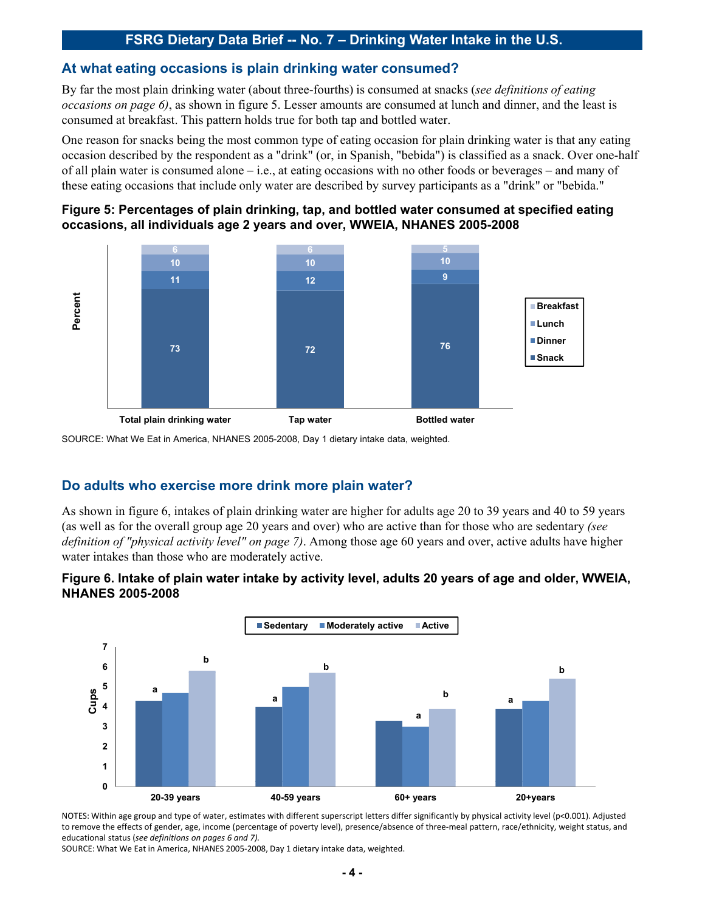## At what eating occasions is plain drinking water consumed?

By far the most plain drinking water (about three-fourths) is consumed at snacks (*see definitions of eating occasions on page 6)*, as shown in figure 5. Lesser amounts are consumed at lunch and dinner, and the least is consumed at breakfast. This pattern holds true for both tap and bottled water.

One reason for snacks being the most common type of eating occasion for plain drinking water is that any eating occasion described by the respondent as a "drink" (or, in Spanish, "bebida") is classified as a snack. Over one-half of all plain water is consumed alone – i.e., at eating occasions with no other foods or beverages – and many of these eating occasions that include only water are described by survey participants as a "drink" or "bebida."

**Figure 5: Percentages of plain drinking, tap, and bottled water consumed at specified eating occasions, all individuals age 2 years and over, WWEIA, NHANES 2005-2008**

| Percent | Total plain drinking water | Tap water | Bottled water |
|---|---|---|---|
| Breakfast | 6 | 6 | 5 |
| Lunch | 10 | 10 | 10 |
| Dinner | 11 | 12 | 9 |
| Snack | 73 | 72 | 76 |

SOURCE: What We Eat in America, NHANES 2005-2008, Day 1 dietary intake data, weighted.

## Do adults who exercise more drink more plain water?

As shown in figure 6, intakes of plain drinking water are higher for adults age 20 to 39 years and 40 to 59 years (as well as for the overall group age 20 years and over) who are active than for those who are sedentary *(see definition of "physical activity level" on page 7)*. Among those age 60 years and over, active adults have higher water intakes than those who are moderately active.

**Figure 6. Intake of plain water intake by activity level, adults 20 years of age and older, WWEIA, NHANES 2005-2008**

| Cups | Sedentary | Moderately active | Active |
|---|---|---|---|
| 20-39 years | a | | b |
| 40-59 years | a | | b |
| 60+ years | | a | b |
| 20+years | a | | b |

NOTES: Within age group and type of water, estimates with different superscript letters differ significantly by physical activity level (p<0.001). Adjusted to remove the effects of gender, age, income (percentage of poverty level), presence/absence of three-meal pattern, race/ethnicity, weight status, and educational status (*see definitions on pages 6 and 7).*
SOURCE: What We Eat in America, NHANES 2005-2008, Day 1 dietary intake data, weighted.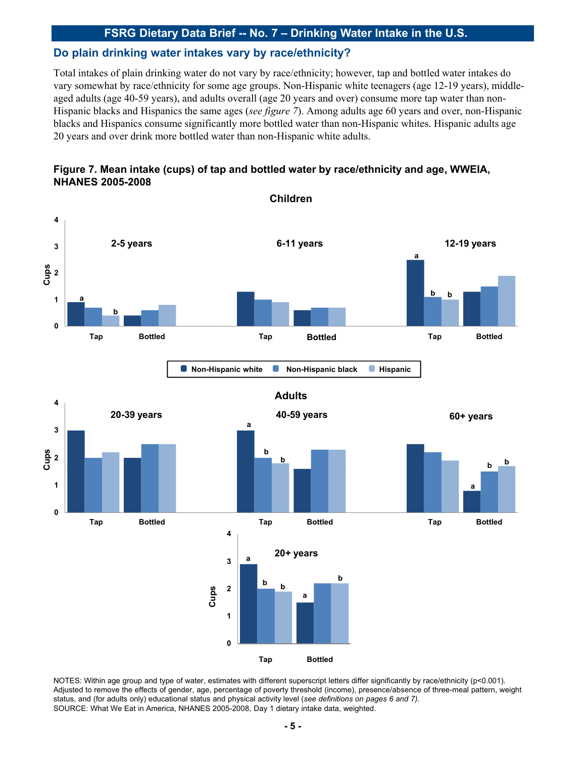## Do plain drinking water intakes vary by race/ethnicity?

Total intakes of plain drinking water do not vary by race/ethnicity; however, tap and bottled water intakes do vary somewhat by race/ethnicity for some age groups. Non-Hispanic white teenagers (age 12-19 years), middle-aged adults (age 40-59 years), and adults overall (age 20 years and over) consume more tap water than non-Hispanic blacks and Hispanics the same ages (*see figure 7*). Among adults age 60 years and over, non-Hispanic blacks and Hispanics consume significantly more bottled water than non-Hispanic whites. Hispanic adults age 20 years and over drink more bottled water than non-Hispanic white adults.

**Figure 7. Mean intake (cups) of tap and bottled water by race/ethnicity and age, WWEIA, NHANES 2005-2008**

NOTES: Within age group and type of water, estimates with different superscript letters differ significantly by race/ethnicity (p<0.001). Adjusted to remove the effects of gender, age, percentage of poverty threshold (income), presence/absence of three-meal pattern, weight status, and (for adults only) educational status and physical activity level (*see definitions on pages 6 and 7).*
SOURCE: What We Eat in America, NHANES 2005-2008, Day 1 dietary intake data, weighted.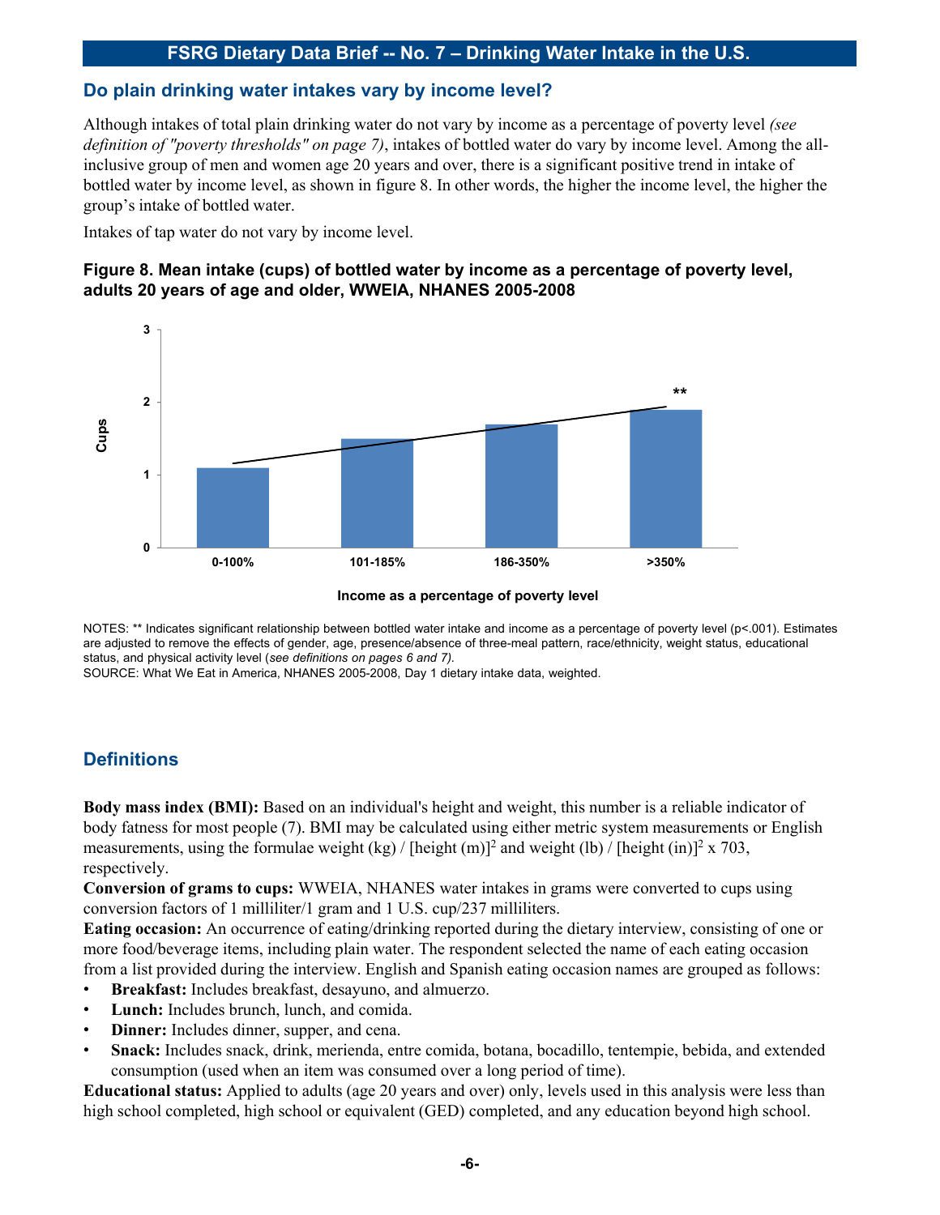## Do plain drinking water intakes vary by income level?

Although intakes of total plain drinking water do not vary by income as a percentage of poverty level *(see definition of "poverty thresholds" on page 7)*, intakes of bottled water do vary by income level. Among the all-inclusive group of men and women age 20 years and over, there is a significant positive trend in intake of bottled water by income level, as shown in figure 8. In other words, the higher the income level, the higher the group's intake of bottled water.

Intakes of tap water do not vary by income level.

**Figure 8. Mean intake (cups) of bottled water by income as a percentage of poverty level, adults 20 years of age and older, WWEIA, NHANES 2005-2008**

NOTES: ** Indicates significant relationship between bottled water intake and income as a percentage of poverty level ($p<.001$). Estimates are adjusted to remove the effects of gender, age, presence/absence of three-meal pattern, race/ethnicity, weight status, educational status, and physical activity level (*see definitions on pages 6 and 7).*
SOURCE: What We Eat in America, NHANES 2005-2008, Day 1 dietary intake data, weighted.

## Definitions

**Body mass index (BMI):** Based on an individual's height and weight, this number is a reliable indicator of body fatness for most people (7). BMI may be calculated using either metric system measurements or English measurements, using the formulae weight (kg) / [height (m)]$^2$ and weight (lb) / [height (in)]$^2$ x 703, respectively.

**Conversion of grams to cups:** WWEIA, NHANES water intakes in grams were converted to cups using conversion factors of 1 milliliter/1 gram and 1 U.S. cup/237 milliliters.

**Eating occasion:** An occurrence of eating/drinking reported during the dietary interview, consisting of one or more food/beverage items, including plain water. The respondent selected the name of each eating occasion from a list provided during the interview. English and Spanish eating occasion names are grouped as follows:

- **Breakfast:** Includes breakfast, desayuno, and almuerzo.
- **Lunch:** Includes brunch, lunch, and comida.
- **Dinner:** Includes dinner, supper, and cena.
- **Snack:** Includes snack, drink, merienda, entre comida, botana, bocadillo, tentempie, bebida, and extended consumption (used when an item was consumed over a long period of time).

**Educational status:** Applied to adults (age 20 years and over) only, levels used in this analysis were less than high school completed, high school or equivalent (GED) completed, and any education beyond high school.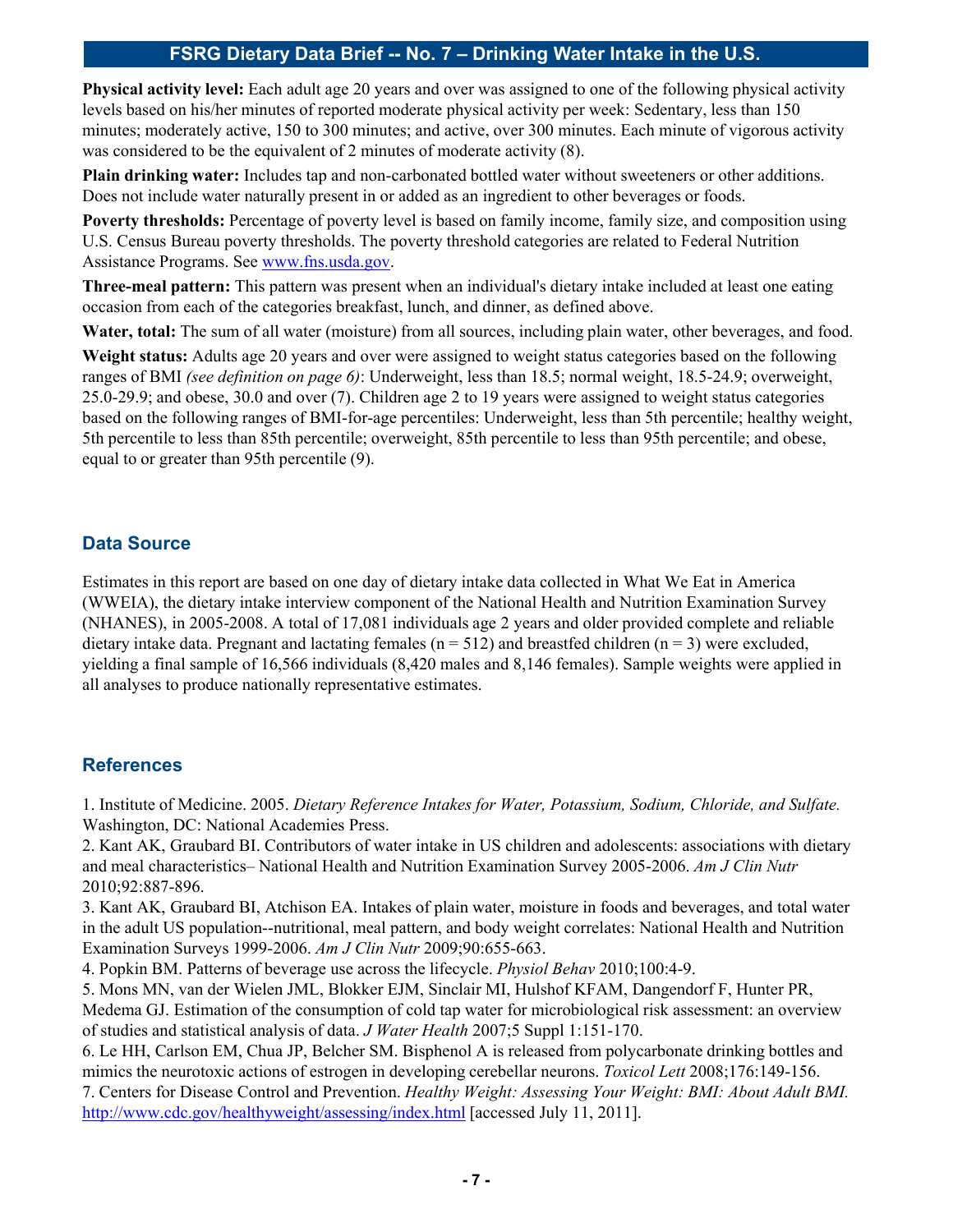**Physical activity level:** Each adult age 20 years and over was assigned to one of the following physical activity levels based on his/her minutes of reported moderate physical activity per week: Sedentary, less than 150 minutes; moderately active, 150 to 300 minutes; and active, over 300 minutes. Each minute of vigorous activity was considered to be the equivalent of 2 minutes of moderate activity (8).

**Plain drinking water:** Includes tap and non-carbonated bottled water without sweeteners or other additions. Does not include water naturally present in or added as an ingredient to other beverages or foods.

**Poverty thresholds:** Percentage of poverty level is based on family income, family size, and composition using U.S. Census Bureau poverty thresholds. The poverty threshold categories are related to Federal Nutrition Assistance Programs. See [www.fns.usda.gov](http://www.fns.usda.gov).

**Three-meal pattern:** This pattern was present when an individual's dietary intake included at least one eating occasion from each of the categories breakfast, lunch, and dinner, as defined above.

**Water, total:** The sum of all water (moisture) from all sources, including plain water, other beverages, and food.

**Weight status:** Adults age 20 years and over were assigned to weight status categories based on the following ranges of BMI *(see definition on page 6)*: Underweight, less than 18.5; normal weight, 18.5-24.9; overweight, 25.0-29.9; and obese, 30.0 and over (7). Children age 2 to 19 years were assigned to weight status categories based on the following ranges of BMI-for-age percentiles: Underweight, less than 5th percentile; healthy weight, 5th percentile to less than 85th percentile; overweight, 85th percentile to less than 95th percentile; and obese, equal to or greater than 95th percentile (9).

## Data Source

Estimates in this report are based on one day of dietary intake data collected in What We Eat in America (WWEIA), the dietary intake interview component of the National Health and Nutrition Examination Survey (NHANES), in 2005-2008. A total of 17,081 individuals age 2 years and older provided complete and reliable dietary intake data. Pregnant and lactating females (n = 512) and breastfed children (n = 3) were excluded, yielding a final sample of 16,566 individuals (8,420 males and 8,146 females). Sample weights were applied in all analyses to produce nationally representative estimates.

## References

1. Institute of Medicine. 2005. *Dietary Reference Intakes for Water, Potassium, Sodium, Chloride, and Sulfate.* Washington, DC: National Academies Press.
2. Kant AK, Graubard BI. Contributors of water intake in US children and adolescents: associations with dietary and meal characteristics– National Health and Nutrition Examination Survey 2005-2006. *Am J Clin Nutr* 2010;92:887-896.
3. Kant AK, Graubard BI, Atchison EA. Intakes of plain water, moisture in foods and beverages, and total water in the adult US population--nutritional, meal pattern, and body weight correlates: National Health and Nutrition Examination Surveys 1999-2006. *Am J Clin Nutr* 2009;90:655-663.
4. Popkin BM. Patterns of beverage use across the lifecycle. *Physiol Behav* 2010;100:4-9.
5. Mons MN, van der Wielen JML, Blokker EJM, Sinclair MI, Hulshof KFAM, Dangendorf F, Hunter PR, Medema GJ. Estimation of the consumption of cold tap water for microbiological risk assessment: an overview of studies and statistical analysis of data. *J Water Health* 2007;5 Suppl 1:151-170.
6. Le HH, Carlson EM, Chua JP, Belcher SM. Bisphenol A is released from polycarbonate drinking bottles and mimics the neurotoxic actions of estrogen in developing cerebellar neurons. *Toxicol Lett* 2008;176:149-156.
7. Centers for Disease Control and Prevention. *Healthy Weight: Assessing Your Weight: BMI: About Adult BMI.* [http://www.cdc.gov/healthyweight/assessing/index.html](http://www.cdc.gov/healthyweight/assessing/index.html) [accessed July 11, 2011].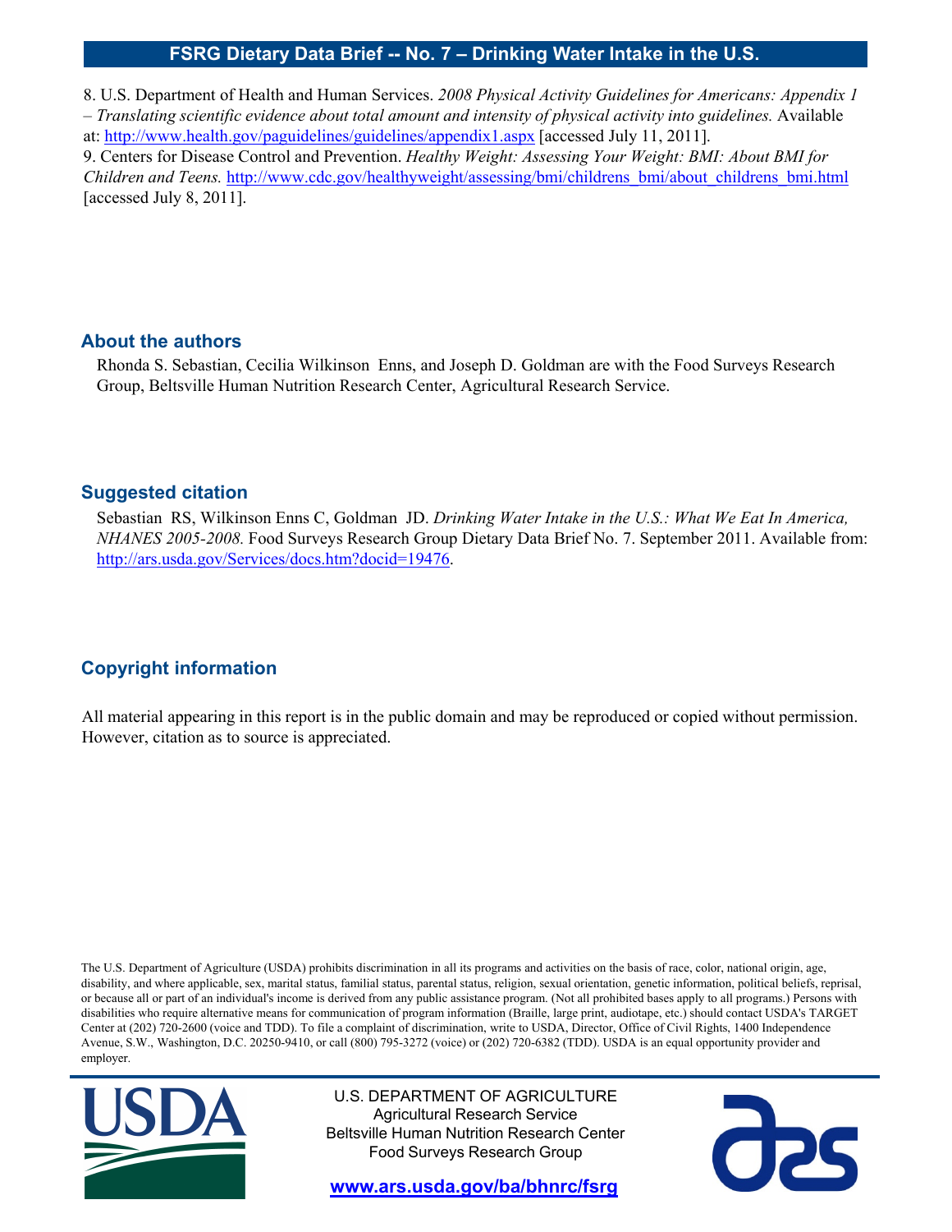8. U.S. Department of Health and Human Services. *2008 Physical Activity Guidelines for Americans: Appendix 1 – Translating scientific evidence about total amount and intensity of physical activity into guidelines.* Available at: http://www.health.gov/paguidelines/guidelines/appendix1.aspx [accessed July 11, 2011].

9. Centers for Disease Control and Prevention. *Healthy Weight: Assessing Your Weight: BMI: About BMI for Children and Teens.* http://www.cdc.gov/healthyweight/assessing/bmi/childrens_bmi/about_childrens_bmi.html [accessed July 8, 2011].

## About the authors

Rhonda S. Sebastian, Cecilia Wilkinson Enns, and Joseph D. Goldman are with the Food Surveys Research Group, Beltsville Human Nutrition Research Center, Agricultural Research Service.

## Suggested citation

Sebastian RS, Wilkinson Enns C, Goldman JD. *Drinking Water Intake in the U.S.: What We Eat In America, NHANES 2005-2008.* Food Surveys Research Group Dietary Data Brief No. 7. September 2011. Available from: http://ars.usda.gov/Services/docs.htm?docid=19476.

## Copyright information

All material appearing in this report is in the public domain and may be reproduced or copied without permission. However, citation as to source is appreciated.

The U.S. Department of Agriculture (USDA) prohibits discrimination in all its programs and activities on the basis of race, color, national origin, age, disability, and where applicable, sex, marital status, familial status, parental status, religion, sexual orientation, genetic information, political beliefs, reprisal, or because all or part of an individual's income is derived from any public assistance program. (Not all prohibited bases apply to all programs.) Persons with disabilities who require alternative means for communication of program information (Braille, large print, audiotape, etc.) should contact USDA's TARGET Center at (202) 720-2600 (voice and TDD). To file a complaint of discrimination, write to USDA, Director, Office of Civil Rights, 1400 Independence Avenue, S.W., Washington, D.C. 20250-9410, or call (800) 795-3272 (voice) or (202) 720-6382 (TDD). USDA is an equal opportunity provider and employer.

U.S. DEPARTMENT OF AGRICULTURE
Agricultural Research Service
Beltsville Human Nutrition Research Center
Food Surveys Research Group

**www.ars.usda.gov/ba/bhnrc/fsrg**